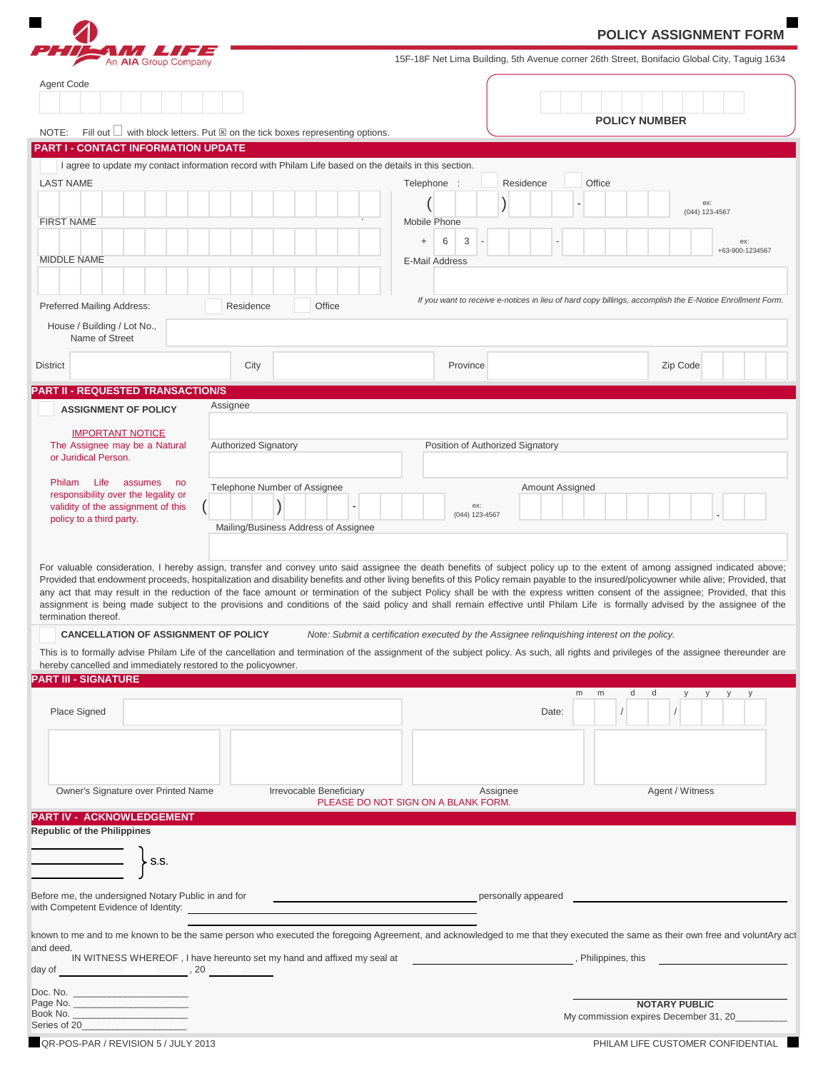PHILAM LIFE
An AIA Group Company

# POLICY ASSIGNMENT FORM

15F-18F Net Lima Building, 5th Avenue corner 26th Street, Bonifacio Global City, Taguig 1634

Agent Code

**POLICY NUMBER**

NOTE: Fill out ☐ with block letters. Put ☒ on the tick boxes representing options.

## PART I - CONTACT INFORMATION UPDATE

☐ I agree to update my contact information record with Philam Life based on the details in this section.

LAST NAME

FIRST NAME

MIDDLE NAME

Telephone : ☐ Residence ☐ Office

( ) - ex: (044) 123-4567

Mobile Phone

+ 6 3 - - ex: +63-900-1234567

E-Mail Address

*If you want to receive e-notices in lieu of hard copy billings, accomplish the E-Notice Enrollment Form.*

Preferred Mailing Address: ☐ Residence ☐ Office

House / Building / Lot No., Name of Street

District City Province Zip Code

## PART II - REQUESTED TRANSACTION/S

☐ **ASSIGNMENT OF POLICY**

IMPORTANT NOTICE

The Assignee may be a Natural or Juridical Person.

Philam Life assumes no responsibility over the legality or validity of the assignment of this policy to a third party.

Assignee

Authorized Signatory

Position of Authorized Signatory

Telephone Number of Assignee

( ) - ex: (044) 123-4567

Amount Assigned

Mailing/Business Address of Assignee

For valuable consideration, I hereby assign, transfer and convey unto said assignee the death benefits of subject policy up to the extent of among assigned indicated above; Provided that endowment proceeds, hospitalization and disability benefits and other living benefits of this Policy remain payable to the insured/policyowner while alive; Provided, that any act that may result in the reduction of the face amount or termination of the subject Policy shall be with the express written consent of the assignee; Provided, that this assignment is being made subject to the provisions and conditions of the said policy and shall remain effective until Philam Life is formally advised by the assignee of the termination thereof.

☐ **CANCELLATION OF ASSIGNMENT OF POLICY** *Note: Submit a certification executed by the Assignee relinquishing interest on the policy.*

This is to formally advise Philam Life of the cancellation and termination of the assignment of the subject policy. As such, all rights and privileges of the assignee thereunder are hereby cancelled and immediately restored to the policyowner.

## PART III - SIGNATURE

Place Signed

Date: m m / d d / y y y y

| Owner's Signature over Printed Name | Irrevocable Beneficiary | Assignee | Agent / Witness |
|---|---|---|---|
| | | | |

PLEASE DO NOT SIGN ON A BLANK FORM.

## PART IV - ACKNOWLEDGEMENT

**Republic of the Philippines**

__________
__________ } S.S.
__________

Before me, the undersigned Notary Public in and for ______________________ personally appeared ______________________ with Competent Evidence of Identity: ______________________

known to me and to me known to be the same person who executed the foregoing Agreement, and acknowledged to me that they executed the same as their own free and voluntAry act and deed.

IN WITNESS WHEREOF , I have hereunto set my hand and affixed my seal at ______________________, Philippines, this ______________ day of ______________, 20 ________

Doc. No. ____________________
Page No. ____________________
Book No. ____________________
Series of 20__________________

**NOTARY PUBLIC**
My commission expires December 31, 20_________

QR-POS-PAR / REVISION 5 / JULY 2013

PHILAM LIFE CUSTOMER CONFIDENTIAL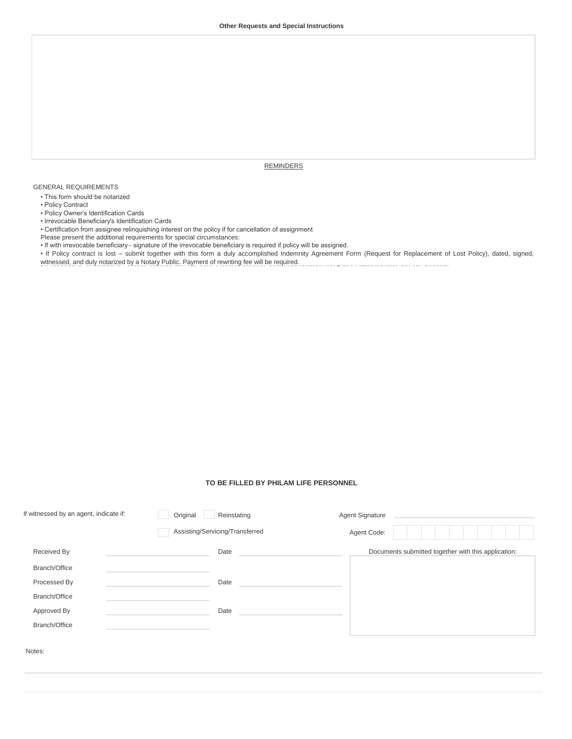**Other Requests and Special Instructions**

| |
|---|
| |

REMINDERS

GENERAL REQUIREMENTS

- This form should be notarized
- Policy Contract
- Policy Owner's Identification Cards
- Irrevocable Beneficiary's Identification Cards
- Certification from assignee relinquishing interest on the policy if for cancellation of assignment

Please present the additional requirements for special circumstances:

- If with irrevocable beneficiary - signature of the irrevocable beneficiary is required if policy will be assigned.
- If Policy contract is lost – submit together with this form a duly accomplished Indemnity Agreement Form (Request for Replacement of Lost Policy), dated, signed, witnessed, and duly notarized by a Notary Public. Payment of rewriting fee will be required.

**TO BE FILLED BY PHILAM LIFE PERSONNEL**

If witnessed by an agent, indicate if: ☐ Original ☐ Reinstating ☐ Assisting/Servicing/Transferred

Agent Signature ____________________

Agent Code: ☐☐☐☐☐☐☐☐☐☐

| | | | |
|---|---|---|---|
| Received By | | Date | |
| Branch/Office | | | |
| Processed By | | Date | |
| Branch/Office | | | |
| Approved By | | Date | |
| Branch/Office | | | |

Documents submitted together with this application:

Notes: